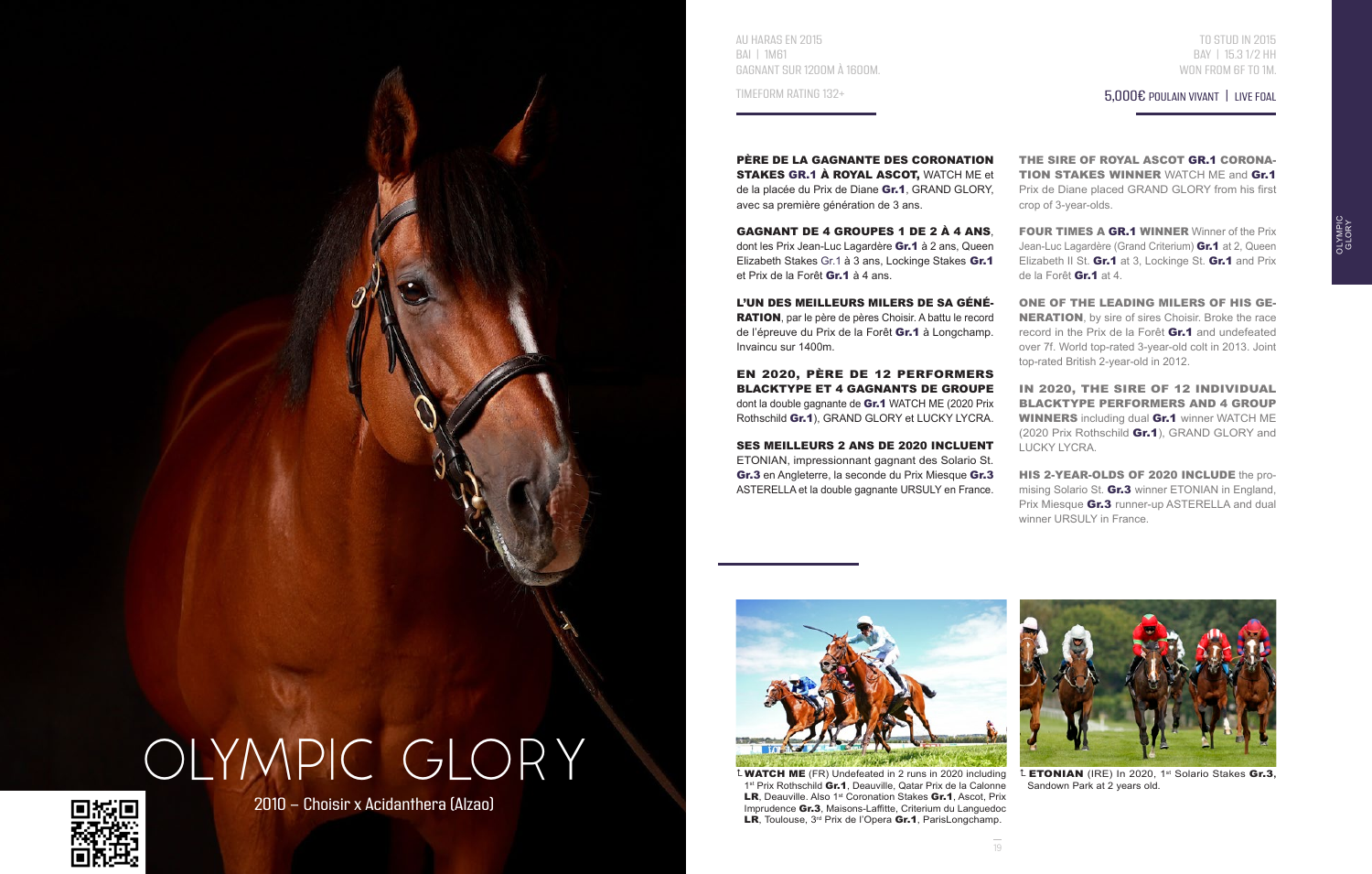# OLYMPIC GLORY

2010 – Choisir x Acidanthera (Alzao)

AU HARAS EN 2015
BAI | 1M61
GAGNANT SUR 1200M À 1600M.

TIMEFORM RATING 132+

TO STUD IN 2015
BAY | 15.3 1/2 HH
WON FROM 6F TO 1M.

5,000€ POULAIN VIVANT | LIVE FOAL

**PÈRE DE LA GAGNANTE DES CORONATION STAKES GR.1 À ROYAL ASCOT,** WATCH ME et de la placée du Prix de Diane **Gr.1**, GRAND GLORY, avec sa première génération de 3 ans.

**GAGNANT DE 4 GROUPES 1 DE 2 À 4 ANS**, dont les Prix Jean-Luc Lagardère **Gr.1** à 2 ans, Queen Elizabeth Stakes Gr.1 à 3 ans, Lockinge Stakes **Gr.1** et Prix de la Forêt **Gr.1** à 4 ans.

**L'UN DES MEILLEURS MILERS DE SA GÉNÉRATION**, par le père de pères Choisir. A battu le record de l'épreuve du Prix de la Forêt **Gr.1** à Longchamp. Invaincu sur 1400m.

**EN 2020, PÈRE DE 12 PERFORMERS BLACKTYPE ET 4 GAGNANTS DE GROUPE** dont la double gagnante de **Gr.1** WATCH ME (2020 Prix Rothschild **Gr.1**), GRAND GLORY et LUCKY LYCRA.

**SES MEILLEURS 2 ANS DE 2020 INCLUENT** ETONIAN, impressionnant gagnant des Solario St. **Gr.3** en Angleterre, la seconde du Prix Miesque **Gr.3** ASTERELLA et la double gagnante URSULY en France.

**THE SIRE OF ROYAL ASCOT GR.1 CORONATION STAKES WINNER** WATCH ME and **Gr.1** Prix de Diane placed GRAND GLORY from his first crop of 3-year-olds.

**FOUR TIMES A GR.1 WINNER** Winner of the Prix Jean-Luc Lagardère (Grand Criterium) **Gr.1** at 2, Queen Elizabeth II St. **Gr.1** at 3, Lockinge St. **Gr.1** and Prix de la Forêt **Gr.1** at 4.

**ONE OF THE LEADING MILERS OF HIS GENERATION**, by sire of sires Choisir. Broke the race record in the Prix de la Forêt **Gr.1** and undefeated over 7f. World top-rated 3-year-old colt in 2013. Joint top-rated British 2-year-old in 2012.

**IN 2020, THE SIRE OF 12 INDIVIDUAL BLACKTYPE PERFORMERS AND 4 GROUP WINNERS** including dual **Gr.1** winner WATCH ME (2020 Prix Rothschild **Gr.1**), GRAND GLORY and LUCKY LYCRA.

**HIS 2-YEAR-OLDS OF 2020 INCLUDE** the promising Solario St. **Gr.3** winner ETONIAN in England, Prix Miesque **Gr.3** runner-up ASTERELLA and dual winner URSULY in France.

**WATCH ME** (FR) Undefeated in 2 runs in 2020 including 1st Prix Rothschild **Gr.1**, Deauville, Qatar Prix de la Calonne **LR**, Deauville. Also 1st Coronation Stakes **Gr.1**, Ascot, Prix Imprudence **Gr.3**, Maisons-Laffitte, Criterium du Languedoc **LR**, Toulouse, 3rd Prix de l'Opera **Gr.1**, ParisLongchamp.

**ETONIAN** (IRE) In 2020, 1st Solario Stakes **Gr.3**, Sandown Park at 2 years old.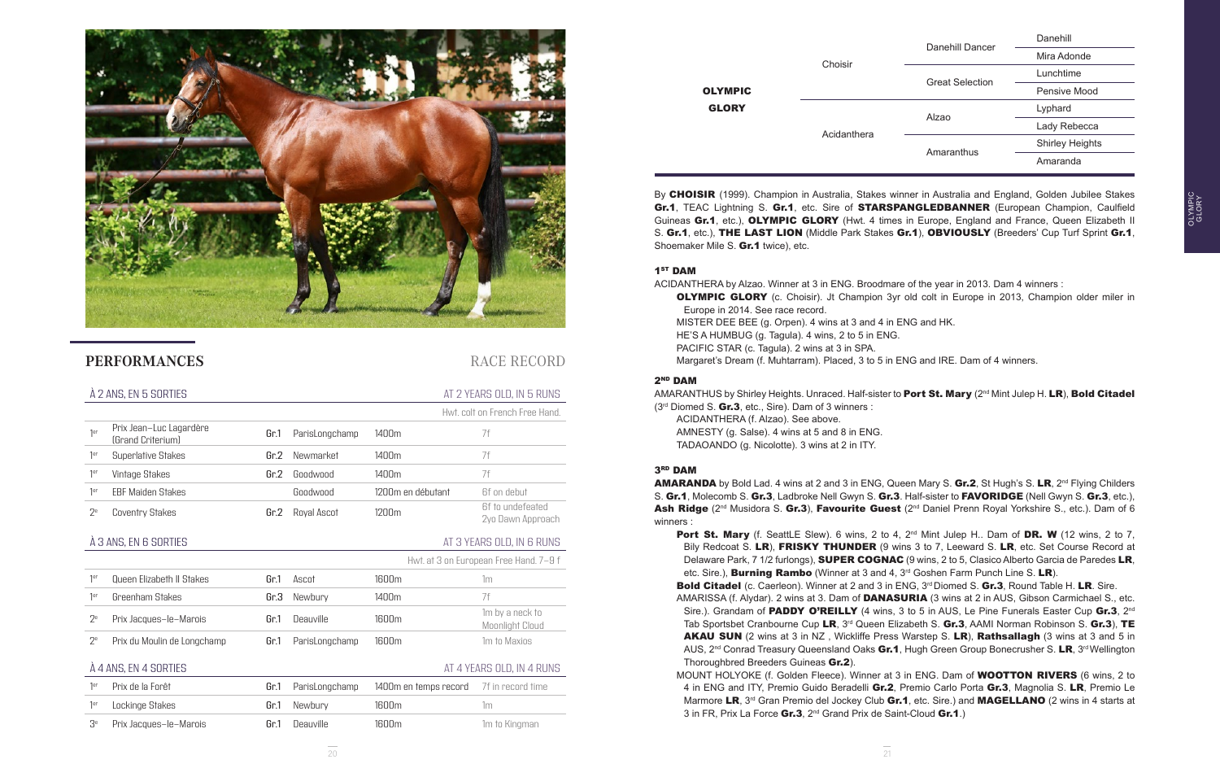## PERFORMANCES

## RACE RECORD

### À 2 ANS, EN 5 SORTIES — AT 2 YEARS OLD, IN 5 RUNS

Hwt. colt on French Free Hand.

| | | | | | |
|---|---|---|---|---|---|
| 1er | Prix Jean-Luc Lagardère (Grand Critérium) | Gr.1 | ParisLongchamp | 1400m | 7f |
| 1er | Superlative Stakes | Gr.2 | Newmarket | 1400m | 7f |
| 1er | Vintage Stakes | Gr.2 | Goodwood | 1400m | 7f |
| 1er | EBF Maiden Stakes | | Goodwood | 1200m en débutant | 6f on debut |
| 2e | Coventry Stakes | Gr.2 | Royal Ascot | 1200m | 6f to undefeated 2yo Dawn Approach |

### À 3 ANS, EN 6 SORTIES — AT 3 YEARS OLD, IN 6 RUNS

Hwt. at 3 on European Free Hand. 7–9 f

| | | | | | |
|---|---|---|---|---|---|
| 1er | Queen Elizabeth II Stakes | Gr.1 | Ascot | 1600m | 1m |
| 1er | Greenham Stakes | Gr.3 | Newbury | 1400m | 7f |
| 2e | Prix Jacques-le-Marois | Gr.1 | Deauville | 1600m | 1m by a neck to Moonlight Cloud |
| 2e | Prix du Moulin de Longchamp | Gr.1 | ParisLongchamp | 1600m | 1m to Maxios |

### À 4 ANS, EN 4 SORTIES — AT 4 YEARS OLD, IN 4 RUNS

| | | | | | |
|---|---|---|---|---|---|
| 1er | Prix de la Forêt | Gr.1 | ParisLongchamp | 1400m en temps record | 7f in record time |
| 1er | Lockinge Stakes | Gr.1 | Newbury | 1600m | 1m |
| 3e | Prix Jacques-le-Marois | Gr.1 | Deauville | 1600m | 1m to Kingman |

| | | | |
|---|---|---|---|
| **OLYMPIC GLORY** | Choisir | Danehill Dancer | Danehill |
| | | | Mira Adonde |
| | | Great Selection | Lunchtime |
| | | | Pensive Mood |
| | Acidanthera | Alzao | Lyphard |
| | | | Lady Rebecca |
| | | Amaranthus | Shirley Heights |
| | | | Amaranda |

By **CHOISIR** (1999). Champion in Australia, Stakes winner in Australia and England, Golden Jubilee Stakes **Gr.1**, TEAC Lightning S. **Gr.1**, etc. Sire of **STARSPANGLEDBANNER** (European Champion, Caulfield Guineas **Gr.1**, etc.), **OLYMPIC GLORY** (Hwt. 4 times in Europe, England and France, Queen Elizabeth II S. **Gr.1**, etc.), **THE LAST LION** (Middle Park Stakes **Gr.1**), **OBVIOUSLY** (Breeders' Cup Turf Sprint **Gr.1**, Shoemaker Mile S. **Gr.1** twice), etc.

### 1ST DAM

ACIDANTHERA by Alzao. Winner at 3 in ENG. Broodmare of the year in 2013. Dam 4 winners :

**OLYMPIC GLORY** (c. Choisir). Jt Champion 3yr old colt in Europe in 2013, Champion older miler in Europe in 2014. See race record.
MISTER DEE BEE (g. Orpen). 4 wins at 3 and 4 in ENG and HK.
HE'S A HUMBUG (g. Tagula). 4 wins, 2 to 5 in ENG.
PACIFIC STAR (c. Tagula). 2 wins at 3 in SPA.
Margaret's Dream (f. Muhtarram). Placed, 3 to 5 in ENG and IRE. Dam of 4 winners.

### 2ND DAM

AMARANTHUS by Shirley Heights. Unraced. Half-sister to **Port St. Mary** (2nd Mint Julep H. **LR**), **Bold Citadel** (3rd Diomed S. **Gr.3**, etc., Sire). Dam of 3 winners :

ACIDANTHERA (f. Alzao). See above.
AMNESTY (g. Salse). 4 wins at 5 and 8 in ENG.
TADAOANDO (g. Nicolotte). 3 wins at 2 in ITY.

### 3RD DAM

**AMARANDA** by Bold Lad. 4 wins at 2 and 3 in ENG, Queen Mary S. **Gr.2**, St Hugh's S. **LR**, 2nd Flying Childers S. **Gr.1**, Molecomb S. **Gr.3**, Ladbroke Nell Gwyn S. **Gr.3**. Half-sister to **FAVORIDGE** (Nell Gwyn S. **Gr.3**, etc.), **Ash Ridge** (2nd Musidora S. **Gr.3**), **Favourite Guest** (2nd Daniel Prenn Royal Yorkshire S., etc.). Dam of 6 winners :

**Port St. Mary** (f. SeattLE Slew). 6 wins, 2 to 4, 2nd Mint Julep H.. Dam of **DR. W** (12 wins, 2 to 7, Bily Redcoat S. **LR**), **FRISKY THUNDER** (9 wins 3 to 7, Leeward S. **LR**, etc. Set Course Record at Delaware Park, 7 1/2 furlongs), **SUPER COGNAC** (9 wins, 2 to 5, Clasico Alberto Garcia de Paredes **LR**, etc. Sire.), **Burning Rambo** (Winner at 3 and 4, 3rd Goshen Farm Punch Line S. **LR**).
**Bold Citadel** (c. Caerleon). Winner at 2 and 3 in ENG, 3rd Diomed S. **Gr.3**, Round Table H. **LR**. Sire.
AMARISSA (f. Alydar). 2 wins at 3. Dam of **DANASURIA** (3 wins at 2 in AUS, Gibson Carmichael S., etc. Sire.). Grandam of **PADDY O'REILLY** (4 wins, 3 to 5 in AUS, Le Pine Funerals Easter Cup **Gr.3**, 2nd Tab Sportsbet Cranbourne Cup **LR**, 3rd Queen Elizabeth S. **Gr.3**, AAMI Norman Robinson S. **Gr.3**), **TE AKAU SUN** (2 wins at 3 in NZ , Wickliffe Press Warstep S. **LR**), **Rathsallagh** (3 wins at 3 and 5 in AUS, 2nd Conrad Treasury Queensland Oaks **Gr.1**, Hugh Green Group Bonecrusher S. **LR**, 3rd Wellington Thoroughbred Breeders Guineas **Gr.2**).
MOUNT HOLYOKE (f. Golden Fleece). Winner at 3 in ENG. Dam of **WOOTTON RIVERS** (6 wins, 2 to 4 in ENG and ITY, Premio Guido Beradelli **Gr.2**, Premio Carlo Porta **Gr.3**, Magnolia S. **LR**, Premio Le Marmore **LR**, 3rd Gran Premio del Jockey Club **Gr.1**, etc. Sire.) and **MAGELLANO** (2 wins in 4 starts at 3 in FR, Prix La Force **Gr.3**, 2nd Grand Prix de Saint-Cloud **Gr.1**.)